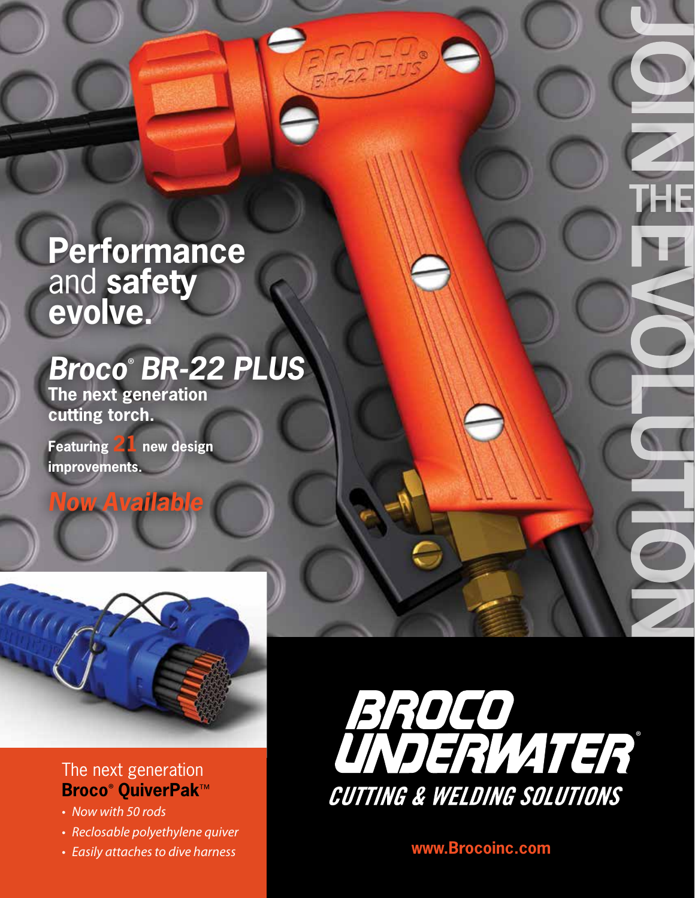# Performance and safety evolve.

## *Broco® BR-22 PLUS*

**The next generation cutting torch.**

**Featuring 21 new design improvements.**

***Now Available***

JOIN THE EVOLUTION

The next generation
**Broco® QuiverPak™**

- *Now with 50 rods*
- *Reclosable polyethylene quiver*
- *Easily attaches to dive harness*

**BROCO UNDERWATER®**

*CUTTING & WELDING SOLUTIONS*

**www.Brocoinc.com**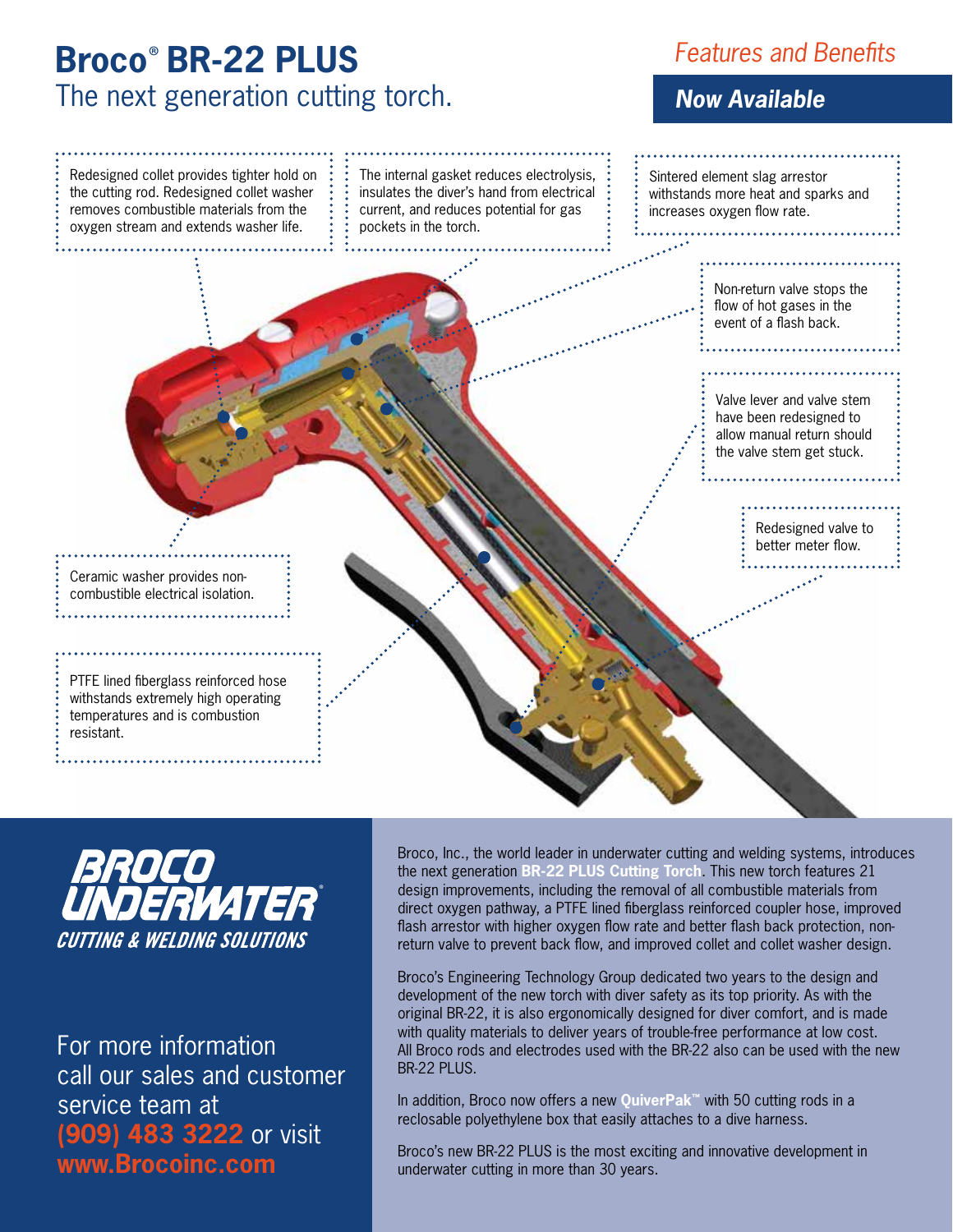# Broco® BR-22 PLUS

## The next generation cutting torch.

*Features and Benefits*

***Now Available***

Redesigned collet provides tighter hold on the cutting rod. Redesigned collet washer removes combustible materials from the oxygen stream and extends washer life.

The internal gasket reduces electrolysis, insulates the diver's hand from electrical current, and reduces potential for gas pockets in the torch.

Sintered element slag arrestor withstands more heat and sparks and increases oxygen flow rate.

Non-return valve stops the flow of hot gases in the event of a flash back.

Valve lever and valve stem have been redesigned to allow manual return should the valve stem get stuck.

Redesigned valve to better meter flow.

Ceramic washer provides non-combustible electrical isolation.

PTFE lined fiberglass reinforced hose withstands extremely high operating temperatures and is combustion resistant.

**BROCO UNDERWATER®**
**CUTTING & WELDING SOLUTIONS**

For more information call our sales and customer service team at **(909) 483 3222** or visit **www.Brocoinc.com**

Broco, Inc., the world leader in underwater cutting and welding systems, introduces the next generation **BR-22 PLUS Cutting Torch**. This new torch features 21 design improvements, including the removal of all combustible materials from direct oxygen pathway, a PTFE lined fiberglass reinforced coupler hose, improved flash arrestor with higher oxygen flow rate and better flash back protection, non-return valve to prevent back flow, and improved collet and collet washer design.

Broco's Engineering Technology Group dedicated two years to the design and development of the new torch with diver safety as its top priority. As with the original BR-22, it is also ergonomically designed for diver comfort, and is made with quality materials to deliver years of trouble-free performance at low cost. All Broco rods and electrodes used with the BR-22 also can be used with the new BR-22 PLUS.

In addition, Broco now offers a new **QuiverPak™** with 50 cutting rods in a reclosable polyethylene box that easily attaches to a dive harness.

Broco's new BR-22 PLUS is the most exciting and innovative development in underwater cutting in more than 30 years.